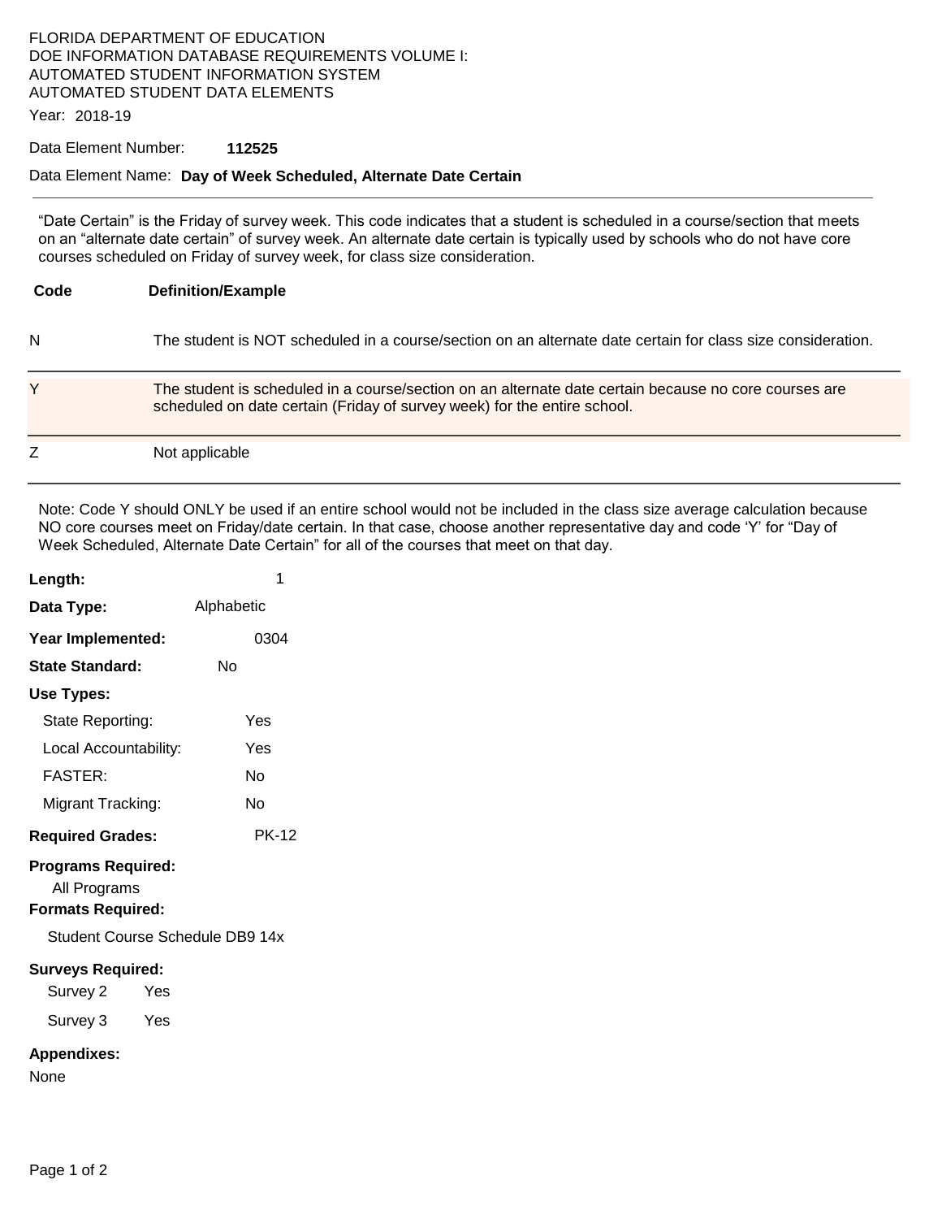FLORIDA DEPARTMENT OF EDUCATION
DOE INFORMATION DATABASE REQUIREMENTS VOLUME I:
AUTOMATED STUDENT INFORMATION SYSTEM
AUTOMATED STUDENT DATA ELEMENTS

Year: 2018-19

Data Element Number: **112525**

Data Element Name: **Day of Week Scheduled, Alternate Date Certain**

"Date Certain" is the Friday of survey week. This code indicates that a student is scheduled in a course/section that meets on an "alternate date certain" of survey week. An alternate date certain is typically used by schools who do not have core courses scheduled on Friday of survey week, for class size consideration.

| Code | Definition/Example |
|---|---|
| N | The student is NOT scheduled in a course/section on an alternate date certain for class size consideration. |
| Y | The student is scheduled in a course/section on an alternate date certain because no core courses are scheduled on date certain (Friday of survey week) for the entire school. |
| Z | Not applicable |

Note: Code Y should ONLY be used if an entire school would not be included in the class size average calculation because NO core courses meet on Friday/date certain. In that case, choose another representative day and code 'Y' for "Day of Week Scheduled, Alternate Date Certain" for all of the courses that meet on that day.

**Length:** 1

**Data Type:** Alphabetic

**Year Implemented:** 0304

**State Standard:** No

**Use Types:**

- State Reporting: Yes
- Local Accountability: Yes
- FASTER: No
- Migrant Tracking: No

**Required Grades:** PK-12

**Programs Required:**

All Programs

**Formats Required:**

Student Course Schedule DB9 14x

**Surveys Required:**

- Survey 2 Yes
- Survey 3 Yes

**Appendixes:**

None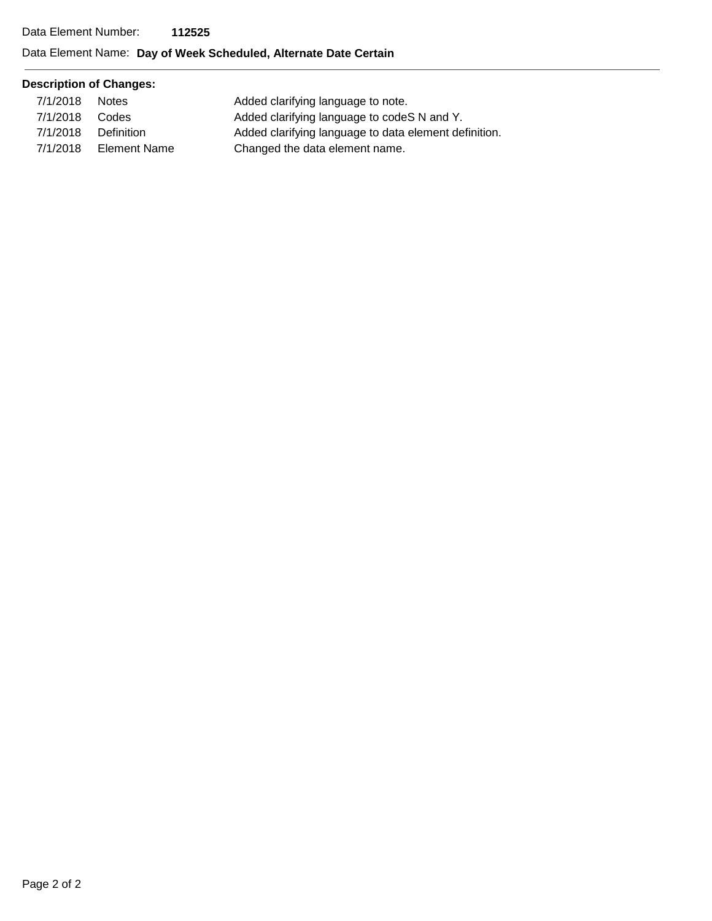Data Element Number: **112525**

Data Element Name: **Day of Week Scheduled, Alternate Date Certain**

---

**Description of Changes:**

| | | |
|---|---|---|
| 7/1/2018 | Notes | Added clarifying language to note. |
| 7/1/2018 | Codes | Added clarifying language to codeS N and Y. |
| 7/1/2018 | Definition | Added clarifying language to data element definition. |
| 7/1/2018 | Element Name | Changed the data element name. |